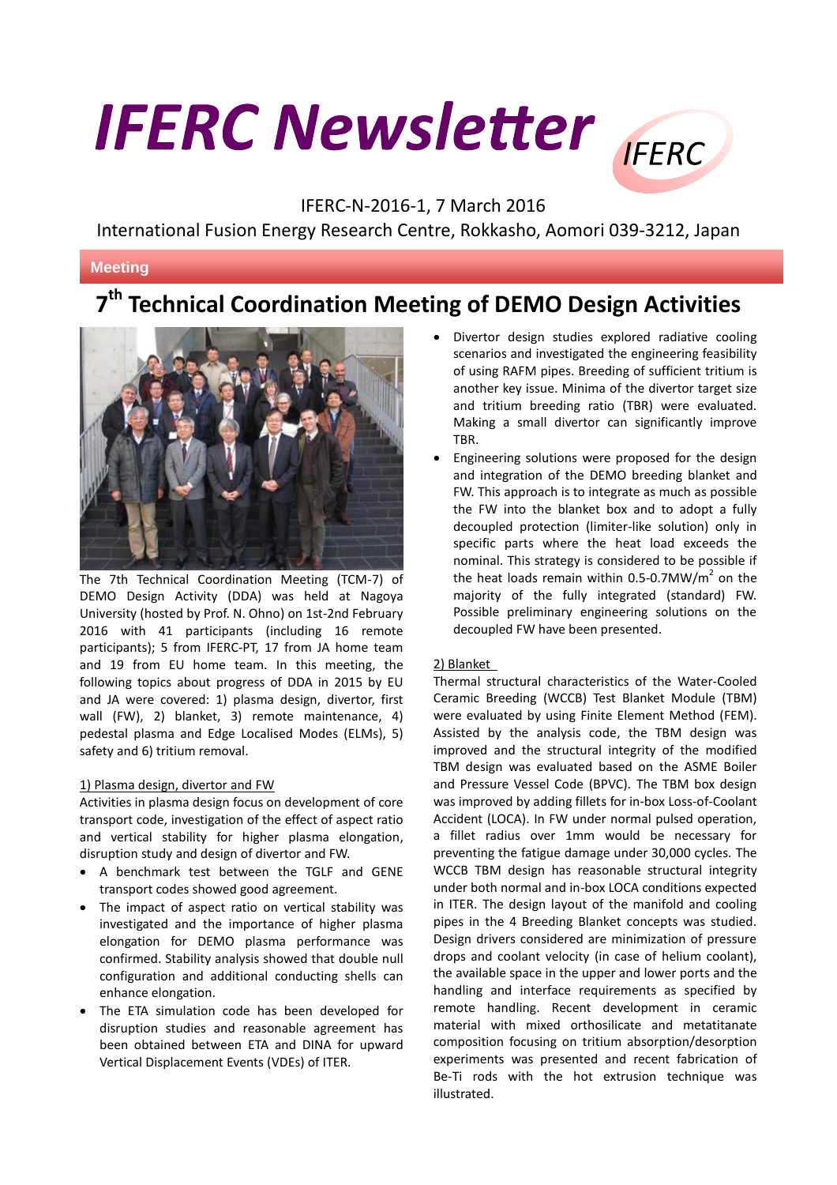# IFERC Newsletter

IFERC-N-2016-1, 7 March 2016

International Fusion Energy Research Centre, Rokkasho, Aomori 039-3212, Japan

**Meeting**

## 7th Technical Coordination Meeting of DEMO Design Activities

The 7th Technical Coordination Meeting (TCM-7) of DEMO Design Activity (DDA) was held at Nagoya University (hosted by Prof. N. Ohno) on 1st-2nd February 2016 with 41 participants (including 16 remote participants); 5 from IFERC-PT, 17 from JA home team and 19 from EU home team. In this meeting, the following topics about progress of DDA in 2015 by EU and JA were covered: 1) plasma design, divertor, first wall (FW), 2) blanket, 3) remote maintenance, 4) pedestal plasma and Edge Localised Modes (ELMs), 5) safety and 6) tritium removal.

### 1) Plasma design, divertor and FW

Activities in plasma design focus on development of core transport code, investigation of the effect of aspect ratio and vertical stability for higher plasma elongation, disruption study and design of divertor and FW.

- A benchmark test between the TGLF and GENE transport codes showed good agreement.
- The impact of aspect ratio on vertical stability was investigated and the importance of higher plasma elongation for DEMO plasma performance was confirmed. Stability analysis showed that double null configuration and additional conducting shells can enhance elongation.
- The ETA simulation code has been developed for disruption studies and reasonable agreement has been obtained between ETA and DINA for upward Vertical Displacement Events (VDEs) of ITER.
- Divertor design studies explored radiative cooling scenarios and investigated the engineering feasibility of using RAFM pipes. Breeding of sufficient tritium is another key issue. Minima of the divertor target size and tritium breeding ratio (TBR) were evaluated. Making a small divertor can significantly improve TBR.
- Engineering solutions were proposed for the design and integration of the DEMO breeding blanket and FW. This approach is to integrate as much as possible the FW into the blanket box and to adopt a fully decoupled protection (limiter-like solution) only in specific parts where the heat load exceeds the nominal. This strategy is considered to be possible if the heat loads remain within 0.5-0.7MW/$m^2$ on the majority of the fully integrated (standard) FW. Possible preliminary engineering solutions on the decoupled FW have been presented.

### 2) Blanket

Thermal structural characteristics of the Water-Cooled Ceramic Breeding (WCCB) Test Blanket Module (TBM) were evaluated by using Finite Element Method (FEM). Assisted by the analysis code, the TBM design was improved and the structural integrity of the modified TBM design was evaluated based on the ASME Boiler and Pressure Vessel Code (BPVC). The TBM box design was improved by adding fillets for in-box Loss-of-Coolant Accident (LOCA). In FW under normal pulsed operation, a fillet radius over 1mm would be necessary for preventing the fatigue damage under 30,000 cycles. The WCCB TBM design has reasonable structural integrity under both normal and in-box LOCA conditions expected in ITER. The design layout of the manifold and cooling pipes in the 4 Breeding Blanket concepts was studied. Design drivers considered are minimization of pressure drops and coolant velocity (in case of helium coolant), the available space in the upper and lower ports and the handling and interface requirements as specified by remote handling. Recent development in ceramic material with mixed orthosilicate and metatitanate composition focusing on tritium absorption/desorption experiments was presented and recent fabrication of Be-Ti rods with the hot extrusion technique was illustrated.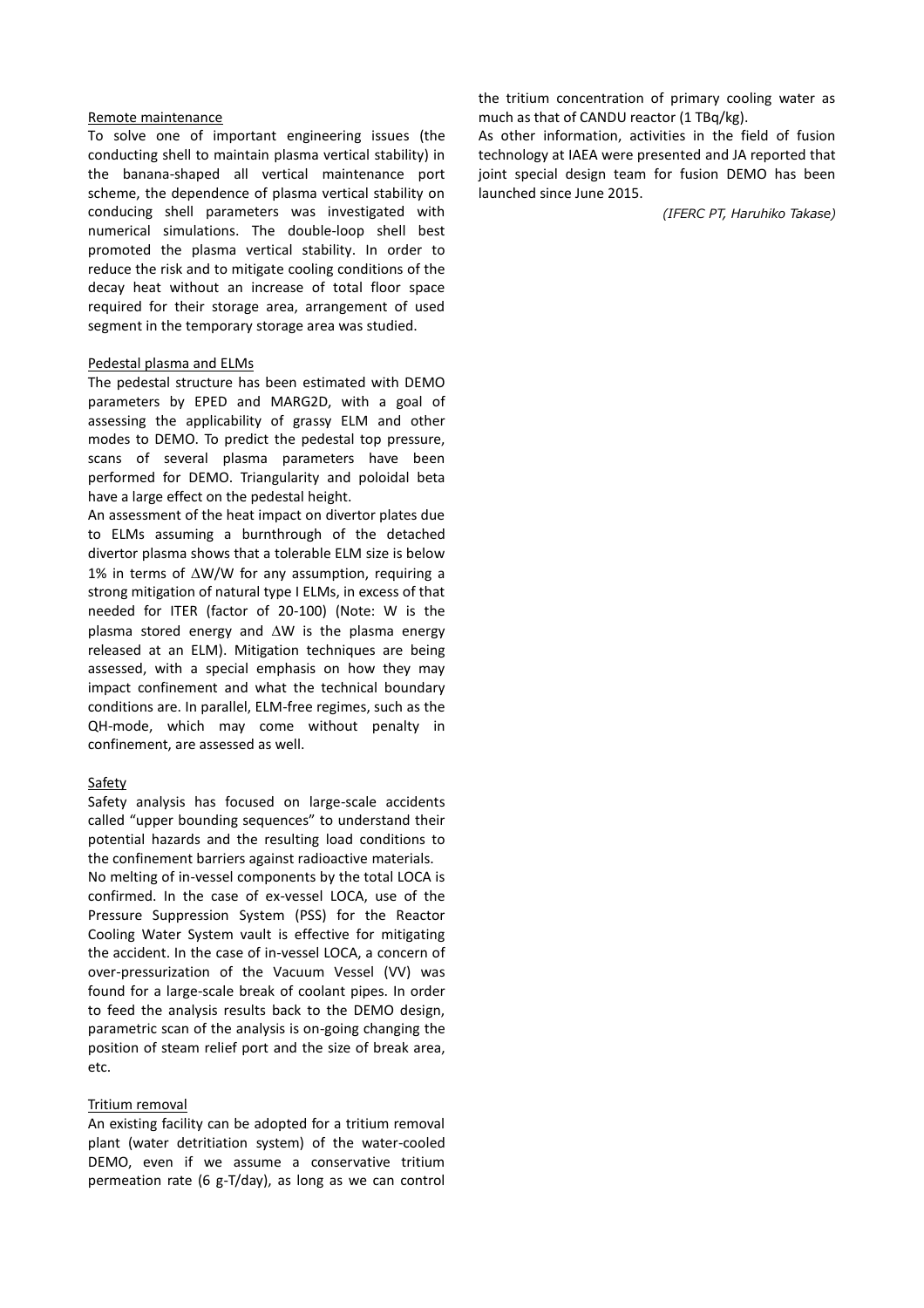### Remote maintenance

To solve one of important engineering issues (the conducting shell to maintain plasma vertical stability) in the banana-shaped all vertical maintenance port scheme, the dependence of plasma vertical stability on conducing shell parameters was investigated with numerical simulations. The double-loop shell best promoted the plasma vertical stability. In order to reduce the risk and to mitigate cooling conditions of the decay heat without an increase of total floor space required for their storage area, arrangement of used segment in the temporary storage area was studied.

### Pedestal plasma and ELMs

The pedestal structure has been estimated with DEMO parameters by EPED and MARG2D, with a goal of assessing the applicability of grassy ELM and other modes to DEMO. To predict the pedestal top pressure, scans of several plasma parameters have been performed for DEMO. Triangularity and poloidal beta have a large effect on the pedestal height.

An assessment of the heat impact on divertor plates due to ELMs assuming a burnthrough of the detached divertor plasma shows that a tolerable ELM size is below 1% in terms of $\Delta W/W$ for any assumption, requiring a strong mitigation of natural type I ELMs, in excess of that needed for ITER (factor of 20-100) (Note: W is the plasma stored energy and $\Delta W$ is the plasma energy released at an ELM). Mitigation techniques are being assessed, with a special emphasis on how they may impact confinement and what the technical boundary conditions are. In parallel, ELM-free regimes, such as the QH-mode, which may come without penalty in confinement, are assessed as well.

### Safety

Safety analysis has focused on large-scale accidents called "upper bounding sequences" to understand their potential hazards and the resulting load conditions to the confinement barriers against radioactive materials.

No melting of in-vessel components by the total LOCA is confirmed. In the case of ex-vessel LOCA, use of the Pressure Suppression System (PSS) for the Reactor Cooling Water System vault is effective for mitigating the accident. In the case of in-vessel LOCA, a concern of over-pressurization of the Vacuum Vessel (VV) was found for a large-scale break of coolant pipes. In order to feed the analysis results back to the DEMO design, parametric scan of the analysis is on-going changing the position of steam relief port and the size of break area, etc.

### Tritium removal

An existing facility can be adopted for a tritium removal plant (water detritiation system) of the water-cooled DEMO, even if we assume a conservative tritium permeation rate (6 g-T/day), as long as we can control the tritium concentration of primary cooling water as much as that of CANDU reactor (1 TBq/kg).

As other information, activities in the field of fusion technology at IAEA were presented and JA reported that joint special design team for fusion DEMO has been launched since June 2015.

*(IFERC PT, Haruhiko Takase)*